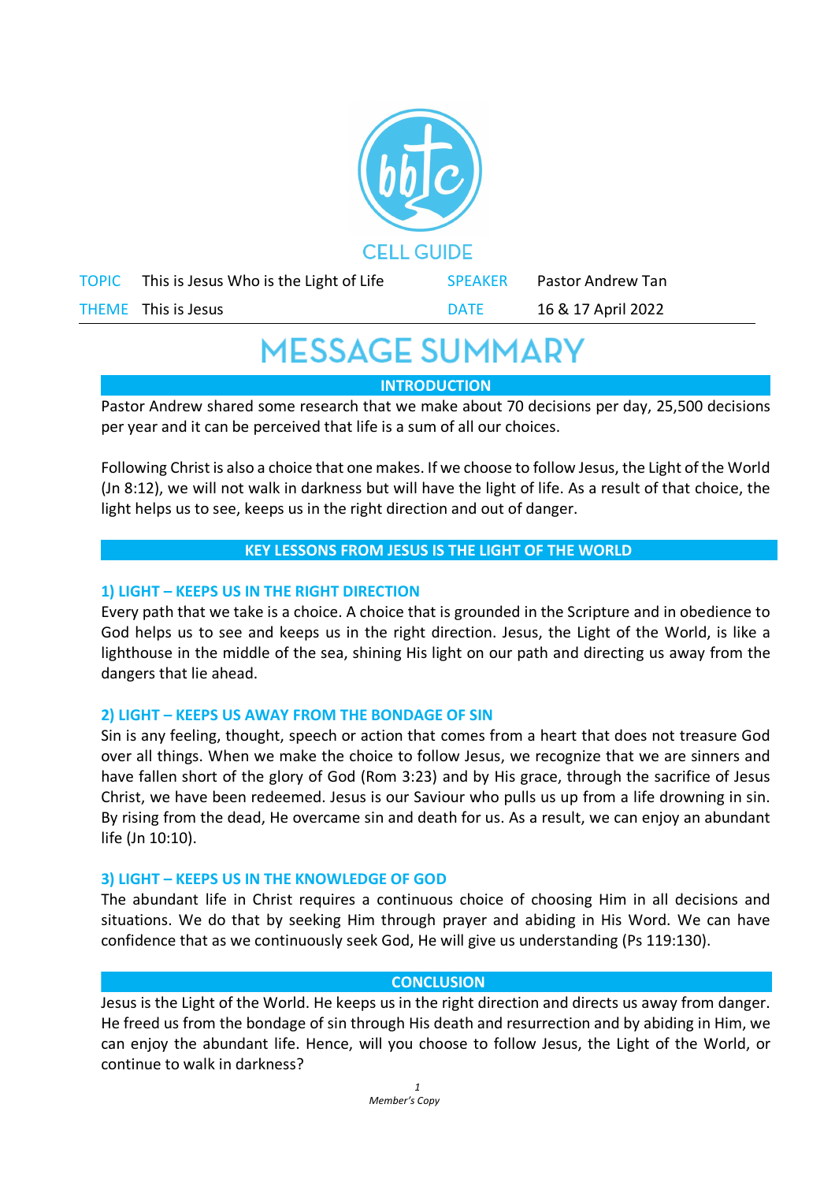CELL GUIDE

| | | | |
|---|---|---|---|
| TOPIC | This is Jesus Who is the Light of Life | SPEAKER | Pastor Andrew Tan |
| THEME | This is Jesus | DATE | 16 & 17 April 2022 |

# MESSAGE SUMMARY

## INTRODUCTION

Pastor Andrew shared some research that we make about 70 decisions per day, 25,500 decisions per year and it can be perceived that life is a sum of all our choices.

Following Christ is also a choice that one makes. If we choose to follow Jesus, the Light of the World (Jn 8:12), we will not walk in darkness but will have the light of life. As a result of that choice, the light helps us to see, keeps us in the right direction and out of danger.

## KEY LESSONS FROM JESUS IS THE LIGHT OF THE WORLD

### 1) LIGHT – KEEPS US IN THE RIGHT DIRECTION

Every path that we take is a choice. A choice that is grounded in the Scripture and in obedience to God helps us to see and keeps us in the right direction. Jesus, the Light of the World, is like a lighthouse in the middle of the sea, shining His light on our path and directing us away from the dangers that lie ahead.

### 2) LIGHT – KEEPS US AWAY FROM THE BONDAGE OF SIN

Sin is any feeling, thought, speech or action that comes from a heart that does not treasure God over all things. When we make the choice to follow Jesus, we recognize that we are sinners and have fallen short of the glory of God (Rom 3:23) and by His grace, through the sacrifice of Jesus Christ, we have been redeemed. Jesus is our Saviour who pulls us up from a life drowning in sin. By rising from the dead, He overcame sin and death for us. As a result, we can enjoy an abundant life (Jn 10:10).

### 3) LIGHT – KEEPS US IN THE KNOWLEDGE OF GOD

The abundant life in Christ requires a continuous choice of choosing Him in all decisions and situations. We do that by seeking Him through prayer and abiding in His Word. We can have confidence that as we continuously seek God, He will give us understanding (Ps 119:130).

## CONCLUSION

Jesus is the Light of the World. He keeps us in the right direction and directs us away from danger. He freed us from the bondage of sin through His death and resurrection and by abiding in Him, we can enjoy the abundant life. Hence, will you choose to follow Jesus, the Light of the World, or continue to walk in darkness?

*Member's Copy*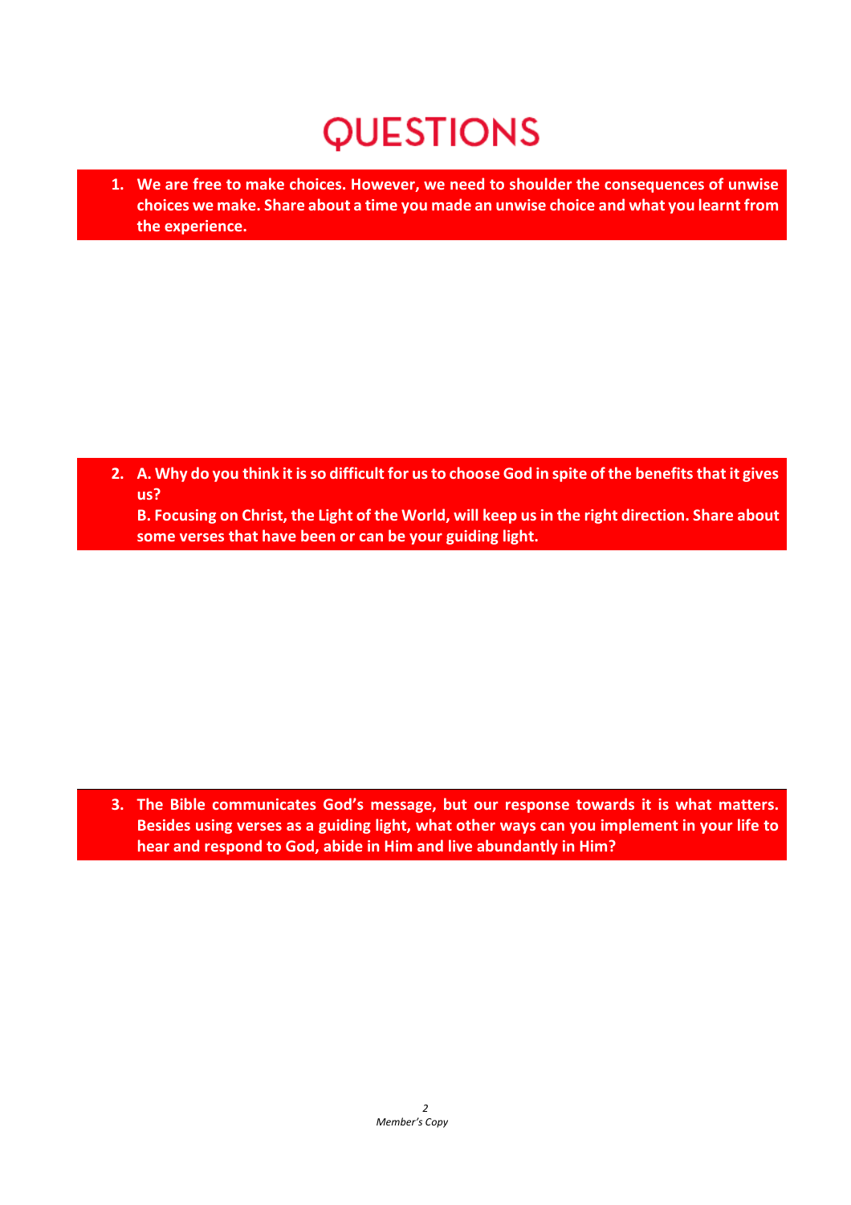# QUESTIONS

1. **We are free to make choices. However, we need to shoulder the consequences of unwise choices we make. Share about a time you made an unwise choice and what you learnt from the experience.**

2. **A. Why do you think it is so difficult for us to choose God in spite of the benefits that it gives us?**
   **B. Focusing on Christ, the Light of the World, will keep us in the right direction. Share about some verses that have been or can be your guiding light.**

3. **The Bible communicates God's message, but our response towards it is what matters. Besides using verses as a guiding light, what other ways can you implement in your life to hear and respond to God, abide in Him and live abundantly in Him?**

*Member's Copy*